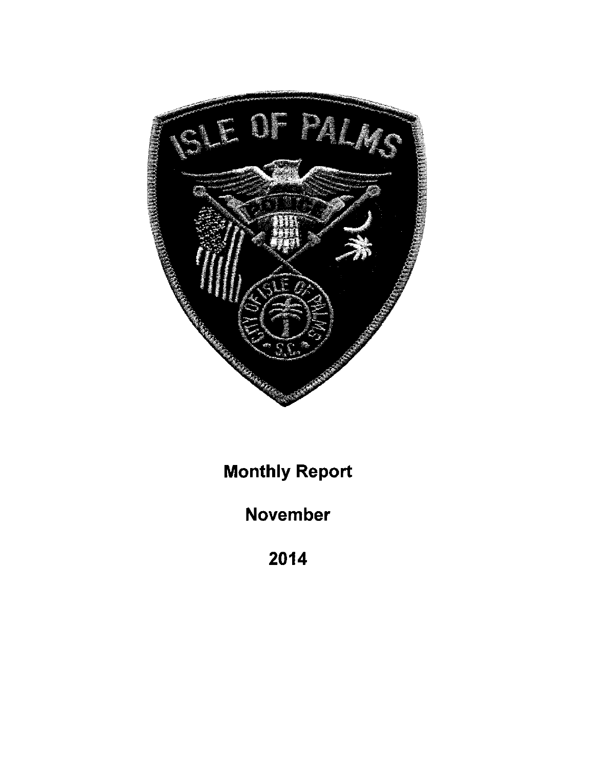# Monthly Report

# November

# 2014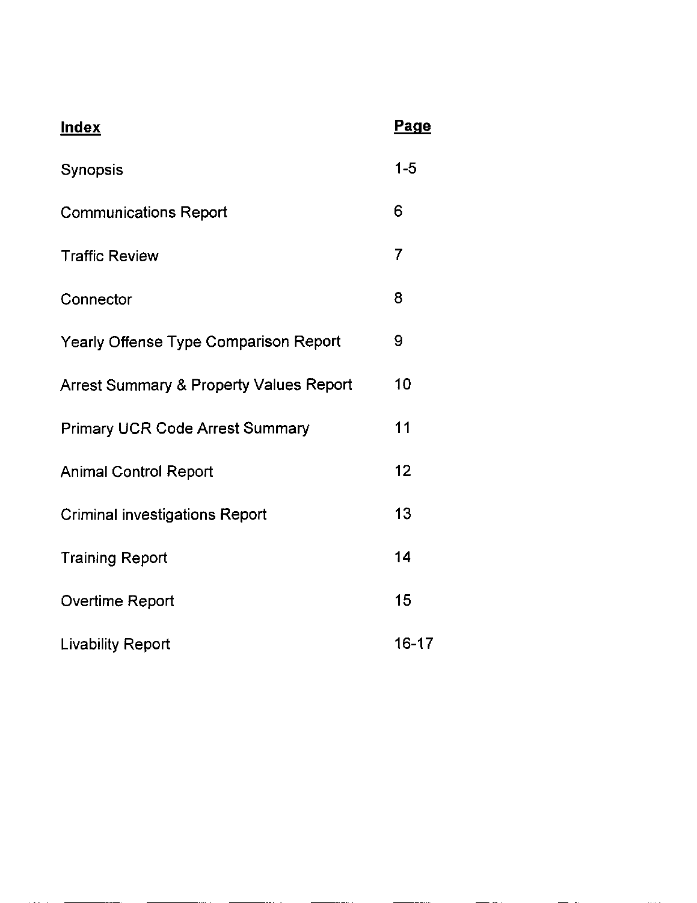| **Index** | **Page** |
|---|---|
| Synopsis | 1-5 |
| Communications Report | 6 |
| Traffic Review | 7 |
| Connector | 8 |
| Yearly Offense Type Comparison Report | 9 |
| Arrest Summary & Property Values Report | 10 |
| Primary UCR Code Arrest Summary | 11 |
| Animal Control Report | 12 |
| Criminal investigations Report | 13 |
| Training Report | 14 |
| Overtime Report | 15 |
| Livability Report | 16-17 |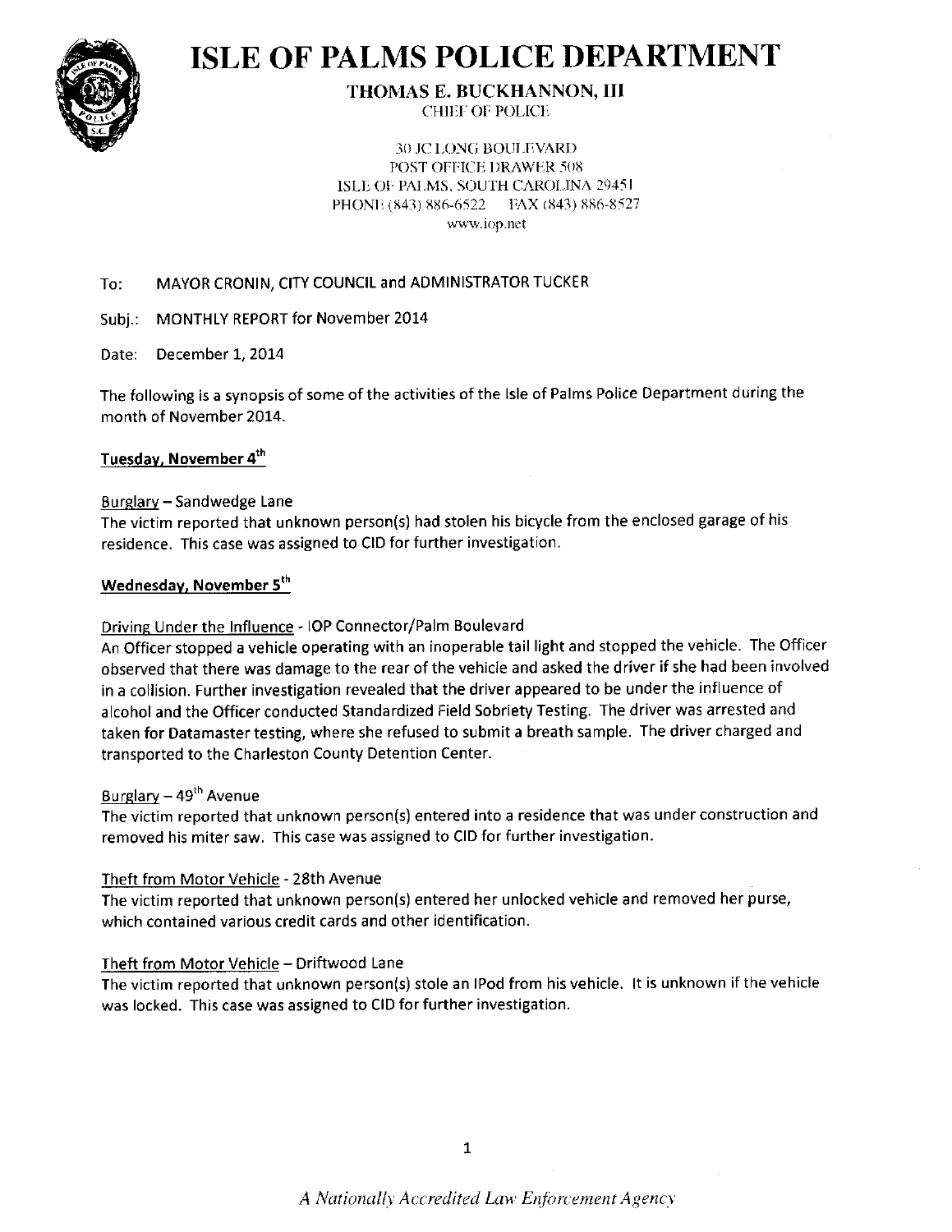# ISLE OF PALMS POLICE DEPARTMENT

**THOMAS E. BUCKHANNON, III**
CHIEF OF POLICE

30 JC LONG BOULEVARD
POST OFFICE DRAWER 508
ISLE OF PALMS, SOUTH CAROLINA 29451
PHONE (843) 886-6522 FAX (843) 886-8527
www.iop.net

To: MAYOR CRONIN, CITY COUNCIL and ADMINISTRATOR TUCKER

Subj.: MONTHLY REPORT for November 2014

Date: December 1, 2014

The following is a synopsis of some of the activities of the Isle of Palms Police Department during the month of November 2014.

**Tuesday, November 4th**

Burglary – Sandwedge Lane
The victim reported that unknown person(s) had stolen his bicycle from the enclosed garage of his residence. This case was assigned to CID for further investigation.

**Wednesday, November 5th**

Driving Under the Influence - IOP Connector/Palm Boulevard
An Officer stopped a vehicle operating with an inoperable tail light and stopped the vehicle. The Officer observed that there was damage to the rear of the vehicle and asked the driver if she had been involved in a collision. Further investigation revealed that the driver appeared to be under the influence of alcohol and the Officer conducted Standardized Field Sobriety Testing. The driver was arrested and taken for Datamaster testing, where she refused to submit a breath sample. The driver charged and transported to the Charleston County Detention Center.

Burglary – 49th Avenue
The victim reported that unknown person(s) entered into a residence that was under construction and removed his miter saw. This case was assigned to CID for further investigation.

Theft from Motor Vehicle - 28th Avenue
The victim reported that unknown person(s) entered her unlocked vehicle and removed her purse, which contained various credit cards and other identification.

Theft from Motor Vehicle – Driftwood Lane
The victim reported that unknown person(s) stole an IPod from his vehicle. It is unknown if the vehicle was locked. This case was assigned to CID for further investigation.

*A Nationally Accredited Law Enforcement Agency*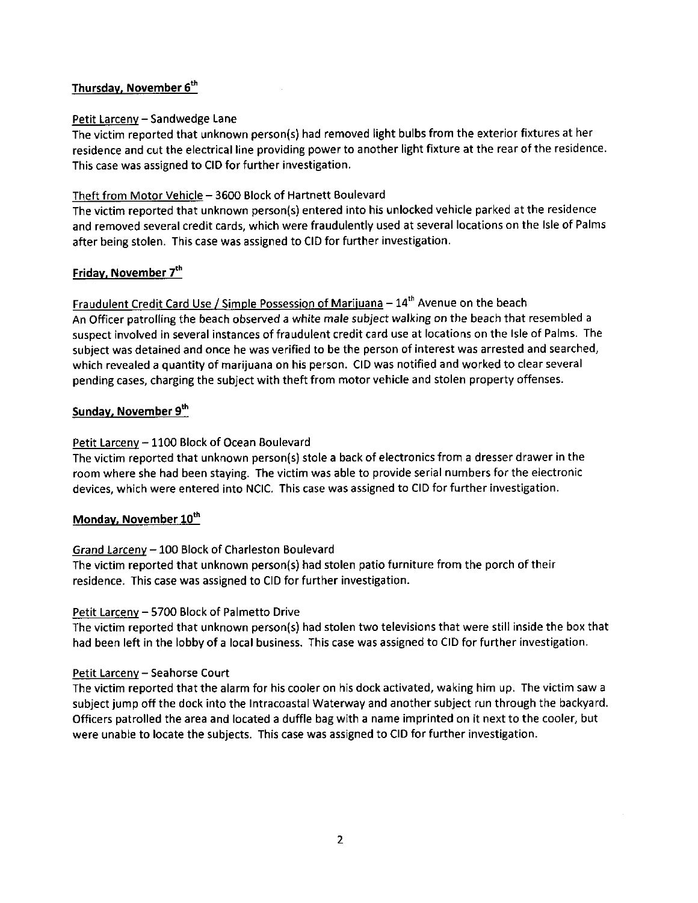**Thursday, November 6th**

Petit Larceny – Sandwedge Lane
The victim reported that unknown person(s) had removed light bulbs from the exterior fixtures at her residence and cut the electrical line providing power to another light fixture at the rear of the residence. This case was assigned to CID for further investigation.

Theft from Motor Vehicle – 3600 Block of Hartnett Boulevard
The victim reported that unknown person(s) entered into his unlocked vehicle parked at the residence and removed several credit cards, which were fraudulently used at several locations on the Isle of Palms after being stolen. This case was assigned to CID for further investigation.

**Friday, November 7th**

Fraudulent Credit Card Use / Simple Possession of Marijuana – 14th Avenue on the beach
An Officer patrolling the beach observed a white male subject walking on the beach that resembled a suspect involved in several instances of fraudulent credit card use at locations on the Isle of Palms. The subject was detained and once he was verified to be the person of interest was arrested and searched, which revealed a quantity of marijuana on his person. CID was notified and worked to clear several pending cases, charging the subject with theft from motor vehicle and stolen property offenses.

**Sunday, November 9th**

Petit Larceny – 1100 Block of Ocean Boulevard
The victim reported that unknown person(s) stole a back of electronics from a dresser drawer in the room where she had been staying. The victim was able to provide serial numbers for the electronic devices, which were entered into NCIC. This case was assigned to CID for further investigation.

**Monday, November 10th**

Grand Larceny – 100 Block of Charleston Boulevard
The victim reported that unknown person(s) had stolen patio furniture from the porch of their residence. This case was assigned to CID for further investigation.

Petit Larceny – 5700 Block of Palmetto Drive
The victim reported that unknown person(s) had stolen two televisions that were still inside the box that had been left in the lobby of a local business. This case was assigned to CID for further investigation.

Petit Larceny – Seahorse Court
The victim reported that the alarm for his cooler on his dock activated, waking him up. The victim saw a subject jump off the dock into the Intracoastal Waterway and another subject run through the backyard. Officers patrolled the area and located a duffle bag with a name imprinted on it next to the cooler, but were unable to locate the subjects. This case was assigned to CID for further investigation.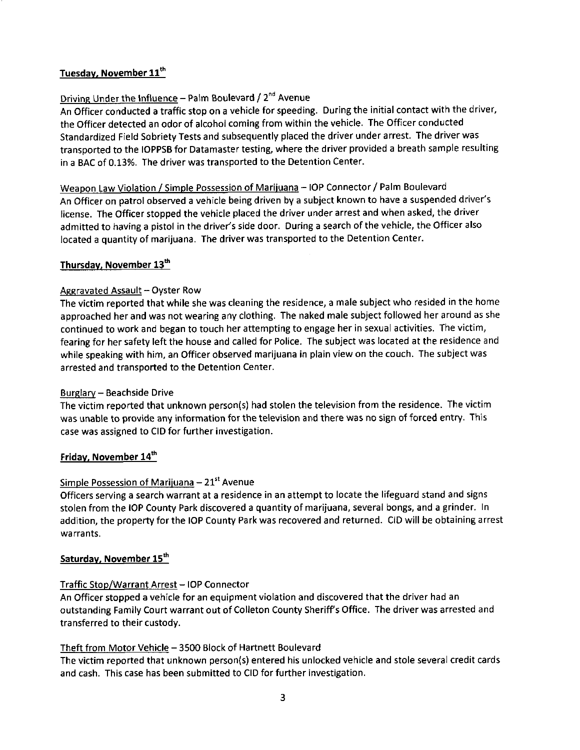## Tuesday, November 11th

Driving Under the Influence – Palm Boulevard / 2nd Avenue
An Officer conducted a traffic stop on a vehicle for speeding. During the initial contact with the driver, the Officer detected an odor of alcohol coming from within the vehicle. The Officer conducted Standardized Field Sobriety Tests and subsequently placed the driver under arrest. The driver was transported to the IOPPSB for Datamaster testing, where the driver provided a breath sample resulting in a BAC of 0.13%. The driver was transported to the Detention Center.

Weapon Law Violation / Simple Possession of Marijuana – IOP Connector / Palm Boulevard
An Officer on patrol observed a vehicle being driven by a subject known to have a suspended driver's license. The Officer stopped the vehicle placed the driver under arrest and when asked, the driver admitted to having a pistol in the driver's side door. During a search of the vehicle, the Officer also located a quantity of marijuana. The driver was transported to the Detention Center.

## Thursday, November 13th

Aggravated Assault – Oyster Row
The victim reported that while she was cleaning the residence, a male subject who resided in the home approached her and was not wearing any clothing. The naked male subject followed her around as she continued to work and began to touch her attempting to engage her in sexual activities. The victim, fearing for her safety left the house and called for Police. The subject was located at the residence and while speaking with him, an Officer observed marijuana in plain view on the couch. The subject was arrested and transported to the Detention Center.

Burglary – Beachside Drive
The victim reported that unknown person(s) had stolen the television from the residence. The victim was unable to provide any information for the television and there was no sign of forced entry. This case was assigned to CID for further investigation.

## Friday, November 14th

Simple Possession of Marijuana – 21st Avenue
Officers serving a search warrant at a residence in an attempt to locate the lifeguard stand and signs stolen from the IOP County Park discovered a quantity of marijuana, several bongs, and a grinder. In addition, the property for the IOP County Park was recovered and returned. CID will be obtaining arrest warrants.

## Saturday, November 15th

Traffic Stop/Warrant Arrest – IOP Connector
An Officer stopped a vehicle for an equipment violation and discovered that the driver had an outstanding Family Court warrant out of Colleton County Sheriff's Office. The driver was arrested and transferred to their custody.

Theft from Motor Vehicle – 3500 Block of Hartnett Boulevard
The victim reported that unknown person(s) entered his unlocked vehicle and stole several credit cards and cash. This case has been submitted to CID for further investigation.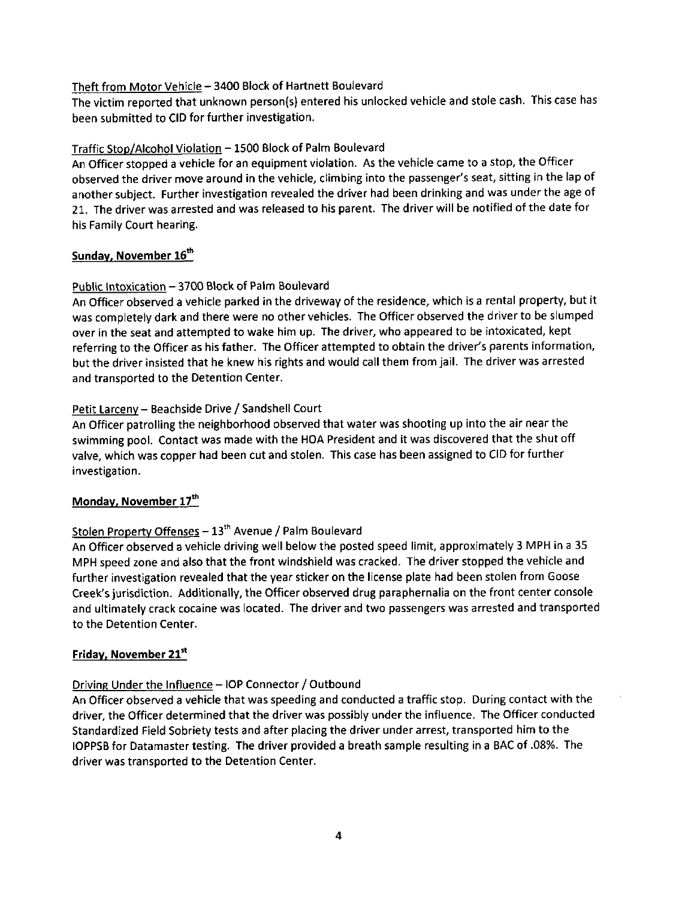Theft from Motor Vehicle – 3400 Block of Hartnett Boulevard
The victim reported that unknown person(s) entered his unlocked vehicle and stole cash. This case has been submitted to CID for further investigation.

Traffic Stop/Alcohol Violation – 1500 Block of Palm Boulevard
An Officer stopped a vehicle for an equipment violation. As the vehicle came to a stop, the Officer observed the driver move around in the vehicle, climbing into the passenger's seat, sitting in the lap of another subject. Further investigation revealed the driver had been drinking and was under the age of 21. The driver was arrested and was released to his parent. The driver will be notified of the date for his Family Court hearing.

**Sunday, November 16th**

Public Intoxication – 3700 Block of Palm Boulevard
An Officer observed a vehicle parked in the driveway of the residence, which is a rental property, but it was completely dark and there were no other vehicles. The Officer observed the driver to be slumped over in the seat and attempted to wake him up. The driver, who appeared to be intoxicated, kept referring to the Officer as his father. The Officer attempted to obtain the driver's parents information, but the driver insisted that he knew his rights and would call them from jail. The driver was arrested and transported to the Detention Center.

Petit Larceny – Beachside Drive / Sandshell Court
An Officer patrolling the neighborhood observed that water was shooting up into the air near the swimming pool. Contact was made with the HOA President and it was discovered that the shut off valve, which was copper had been cut and stolen. This case has been assigned to CID for further investigation.

**Monday, November 17th**

Stolen Property Offenses – 13th Avenue / Palm Boulevard
An Officer observed a vehicle driving well below the posted speed limit, approximately 3 MPH in a 35 MPH speed zone and also that the front windshield was cracked. The driver stopped the vehicle and further investigation revealed that the year sticker on the license plate had been stolen from Goose Creek's jurisdiction. Additionally, the Officer observed drug paraphernalia on the front center console and ultimately crack cocaine was located. The driver and two passengers was arrested and transported to the Detention Center.

**Friday, November 21st**

Driving Under the Influence – IOP Connector / Outbound
An Officer observed a vehicle that was speeding and conducted a traffic stop. During contact with the driver, the Officer determined that the driver was possibly under the influence. The Officer conducted Standardized Field Sobriety tests and after placing the driver under arrest, transported him to the IOPPSB for Datamaster testing. The driver provided a breath sample resulting in a BAC of .08%. The driver was transported to the Detention Center.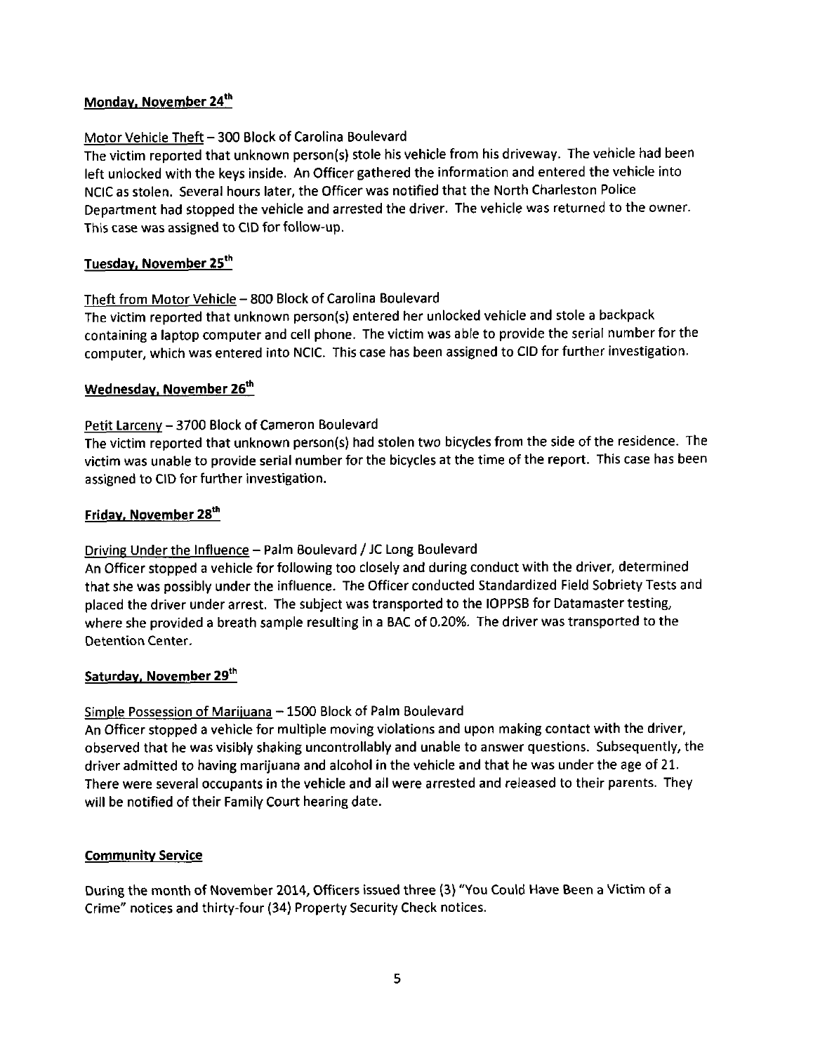## Monday, November 24th

Motor Vehicle Theft – 300 Block of Carolina Boulevard

The victim reported that unknown person(s) stole his vehicle from his driveway. The vehicle had been left unlocked with the keys inside. An Officer gathered the information and entered the vehicle into NCIC as stolen. Several hours later, the Officer was notified that the North Charleston Police Department had stopped the vehicle and arrested the driver. The vehicle was returned to the owner. This case was assigned to CID for follow-up.

## Tuesday, November 25th

Theft from Motor Vehicle – 800 Block of Carolina Boulevard

The victim reported that unknown person(s) entered her unlocked vehicle and stole a backpack containing a laptop computer and cell phone. The victim was able to provide the serial number for the computer, which was entered into NCIC. This case has been assigned to CID for further investigation.

## Wednesday, November 26th

Petit Larceny – 3700 Block of Cameron Boulevard

The victim reported that unknown person(s) had stolen two bicycles from the side of the residence. The victim was unable to provide serial number for the bicycles at the time of the report. This case has been assigned to CID for further investigation.

## Friday, November 28th

Driving Under the Influence – Palm Boulevard / JC Long Boulevard

An Officer stopped a vehicle for following too closely and during conduct with the driver, determined that she was possibly under the influence. The Officer conducted Standardized Field Sobriety Tests and placed the driver under arrest. The subject was transported to the IOPPSB for Datamaster testing, where she provided a breath sample resulting in a BAC of 0.20%. The driver was transported to the Detention Center.

## Saturday, November 29th

Simple Possession of Marijuana – 1500 Block of Palm Boulevard

An Officer stopped a vehicle for multiple moving violations and upon making contact with the driver, observed that he was visibly shaking uncontrollably and unable to answer questions. Subsequently, the driver admitted to having marijuana and alcohol in the vehicle and that he was under the age of 21. There were several occupants in the vehicle and all were arrested and released to their parents. They will be notified of their Family Court hearing date.

## Community Service

During the month of November 2014, Officers issued three (3) "You Could Have Been a Victim of a Crime" notices and thirty-four (34) Property Security Check notices.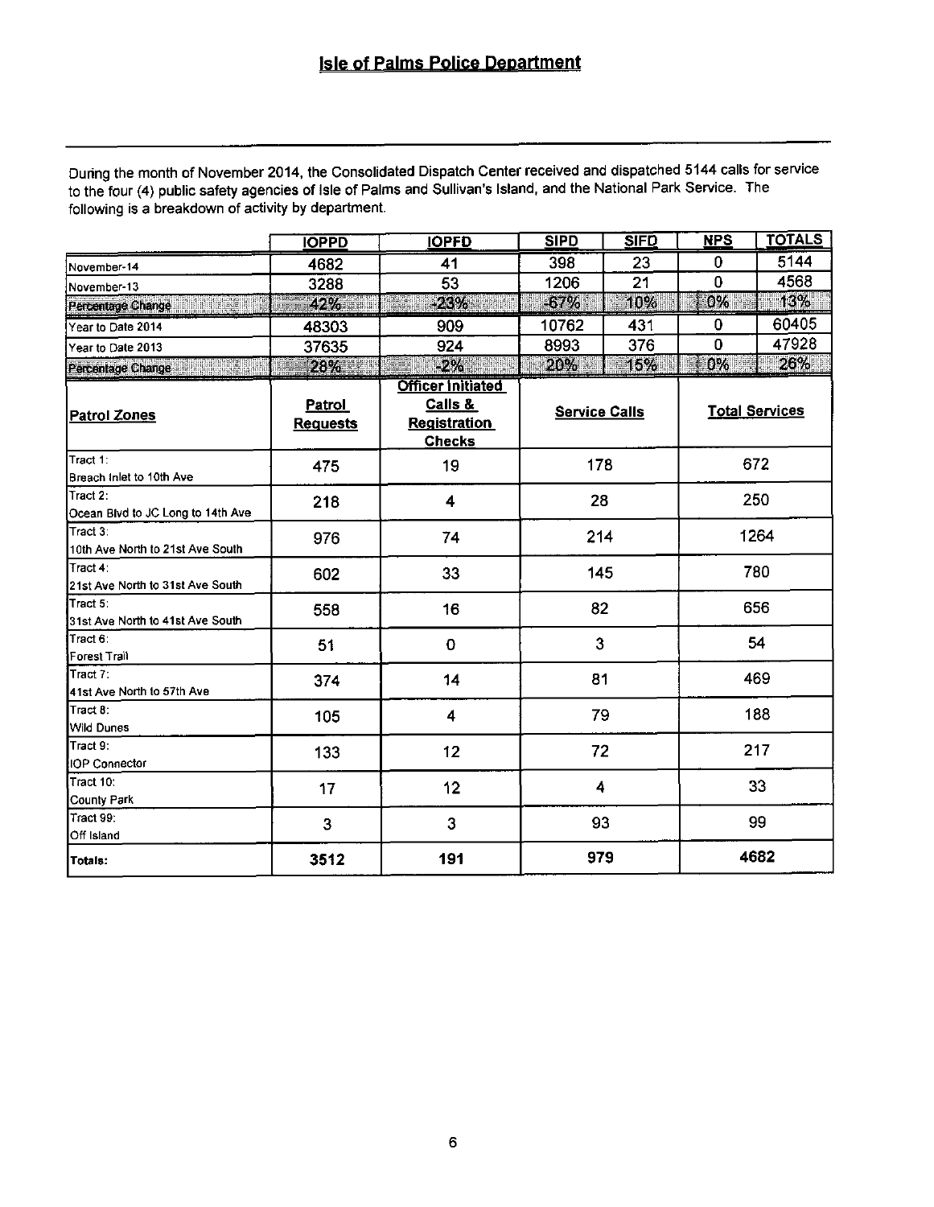# Isle of Palms Police Department

During the month of November 2014, the Consolidated Dispatch Center received and dispatched 5144 calls for service to the four (4) public safety agencies of Isle of Palms and Sullivan's Island, and the National Park Service. The following is a breakdown of activity by department.

| | IOPPD | IOPFD | SIPD | SIFD | NPS | TOTALS |
|---|---|---|---|---|---|---|
| November-14 | 4682 | 41 | 398 | 23 | 0 | 5144 |
| November-13 | 3288 | 53 | 1206 | 21 | 0 | 4568 |
| Percentage Change | 42% | -23% | -67% | 10% | 0% | 13% |
| Year to Date 2014 | 48303 | 909 | 10762 | 431 | 0 | 60405 |
| Year to Date 2013 | 37635 | 924 | 8993 | 376 | 0 | 47928 |
| Percentage Change | 28% | -2% | 20% | 15% | 0% | 26% |

| Patrol Zones | Patrol Requests | Officer Initiated Calls & Registration Checks | Service Calls | Total Services |
|---|---|---|---|---|
| Tract 1: Breach Inlet to 10th Ave | 475 | 19 | 178 | 672 |
| Tract 2: Ocean Blvd to JC Long to 14th Ave | 218 | 4 | 28 | 250 |
| Tract 3: 10th Ave North to 21st Ave South | 976 | 74 | 214 | 1264 |
| Tract 4: 21st Ave North to 31st Ave South | 602 | 33 | 145 | 780 |
| Tract 5: 31st Ave North to 41st Ave South | 558 | 16 | 82 | 656 |
| Tract 6: Forest Trail | 51 | 0 | 3 | 54 |
| Tract 7: 41st Ave North to 57th Ave | 374 | 14 | 81 | 469 |
| Tract 8: Wild Dunes | 105 | 4 | 79 | 188 |
| Tract 9: IOP Connector | 133 | 12 | 72 | 217 |
| Tract 10: County Park | 17 | 12 | 4 | 33 |
| Tract 99: Off Island | 3 | 3 | 93 | 99 |
| **Totals:** | **3512** | **191** | **979** | **4682** |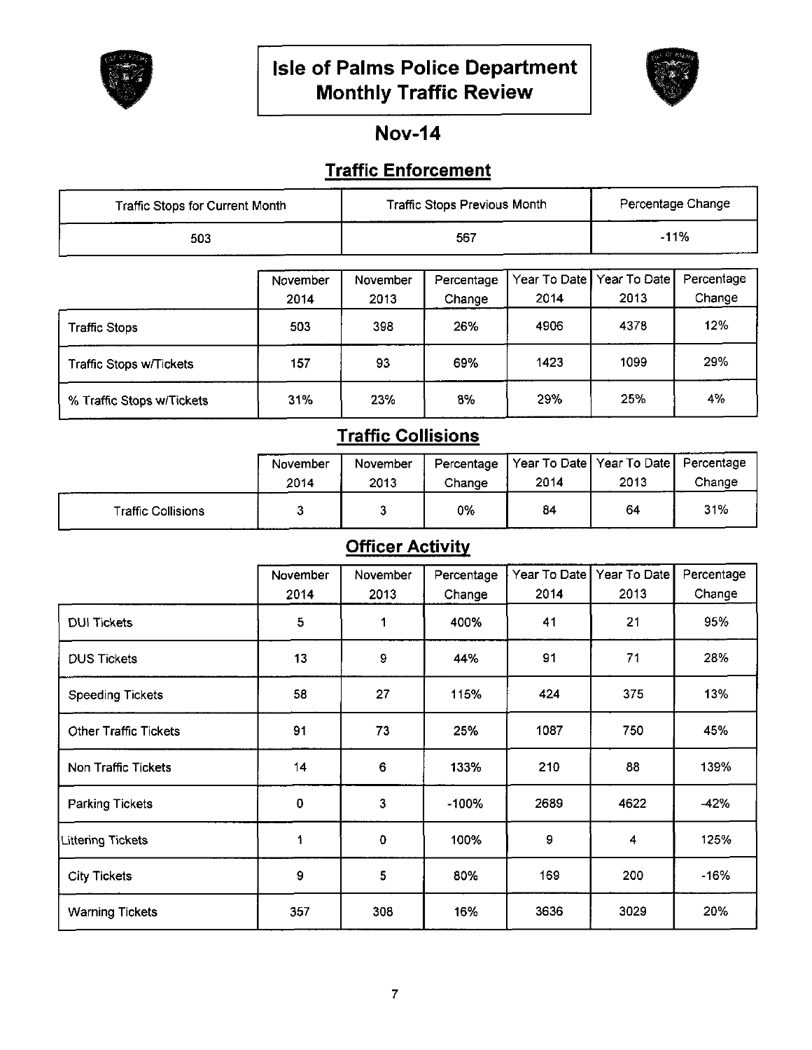# Isle of Palms Police Department Monthly Traffic Review

## Nov-14

### Traffic Enforcement

| Traffic Stops for Current Month | Traffic Stops Previous Month | Percentage Change |
|---|---|---|
| 503 | 567 | -11% |

| | November 2014 | November 2013 | Percentage Change | Year To Date 2014 | Year To Date 2013 | Percentage Change |
|---|---|---|---|---|---|---|
| Traffic Stops | 503 | 398 | 26% | 4906 | 4378 | 12% |
| Traffic Stops w/Tickets | 157 | 93 | 69% | 1423 | 1099 | 29% |
| % Traffic Stops w/Tickets | 31% | 23% | 8% | 29% | 25% | 4% |

### Traffic Collisions

| | November 2014 | November 2013 | Percentage Change | Year To Date 2014 | Year To Date 2013 | Percentage Change |
|---|---|---|---|---|---|---|
| Traffic Collisions | 3 | 3 | 0% | 84 | 64 | 31% |

### Officer Activity

| | November 2014 | November 2013 | Percentage Change | Year To Date 2014 | Year To Date 2013 | Percentage Change |
|---|---|---|---|---|---|---|
| DUI Tickets | 5 | 1 | 400% | 41 | 21 | 95% |
| DUS Tickets | 13 | 9 | 44% | 91 | 71 | 28% |
| Speeding Tickets | 58 | 27 | 115% | 424 | 375 | 13% |
| Other Traffic Tickets | 91 | 73 | 25% | 1087 | 750 | 45% |
| Non Traffic Tickets | 14 | 6 | 133% | 210 | 88 | 139% |
| Parking Tickets | 0 | 3 | -100% | 2689 | 4622 | -42% |
| Littering Tickets | 1 | 0 | 100% | 9 | 4 | 125% |
| City Tickets | 9 | 5 | 80% | 169 | 200 | -16% |
| Warning Tickets | 357 | 308 | 16% | 3636 | 3029 | 20% |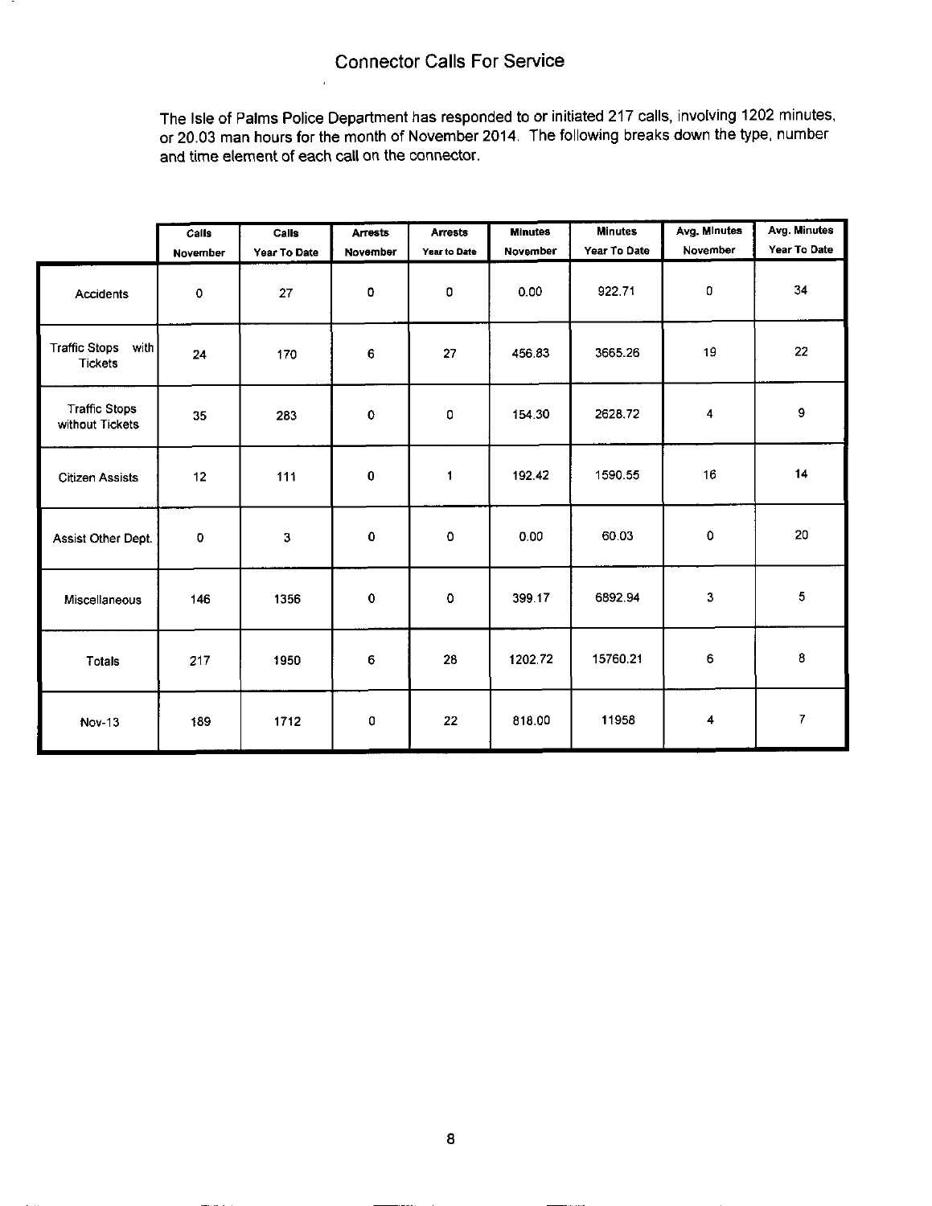## Connector Calls For Service

The Isle of Palms Police Department has responded to or initiated 217 calls, involving 1202 minutes, or 20.03 man hours for the month of November 2014. The following breaks down the type, number and time element of each call on the connector.

| | Calls November | Calls Year To Date | Arrests November | Arrests Year to Date | Minutes November | Minutes Year To Date | Avg. Minutes November | Avg. Minutes Year To Date |
|---|---|---|---|---|---|---|---|---|
| Accidents | 0 | 27 | 0 | 0 | 0.00 | 922.71 | 0 | 34 |
| Traffic Stops with Tickets | 24 | 170 | 6 | 27 | 456.83 | 3665.26 | 19 | 22 |
| Traffic Stops without Tickets | 35 | 283 | 0 | 0 | 154.30 | 2628.72 | 4 | 9 |
| Citizen Assists | 12 | 111 | 0 | 1 | 192.42 | 1590.55 | 16 | 14 |
| Assist Other Dept. | 0 | 3 | 0 | 0 | 0.00 | 60.03 | 0 | 20 |
| Miscellaneous | 146 | 1356 | 0 | 0 | 399.17 | 6892.94 | 3 | 5 |
| Totals | 217 | 1950 | 6 | 28 | 1202.72 | 15760.21 | 6 | 8 |
| Nov-13 | 189 | 1712 | 0 | 22 | 818.00 | 11958 | 4 | 7 |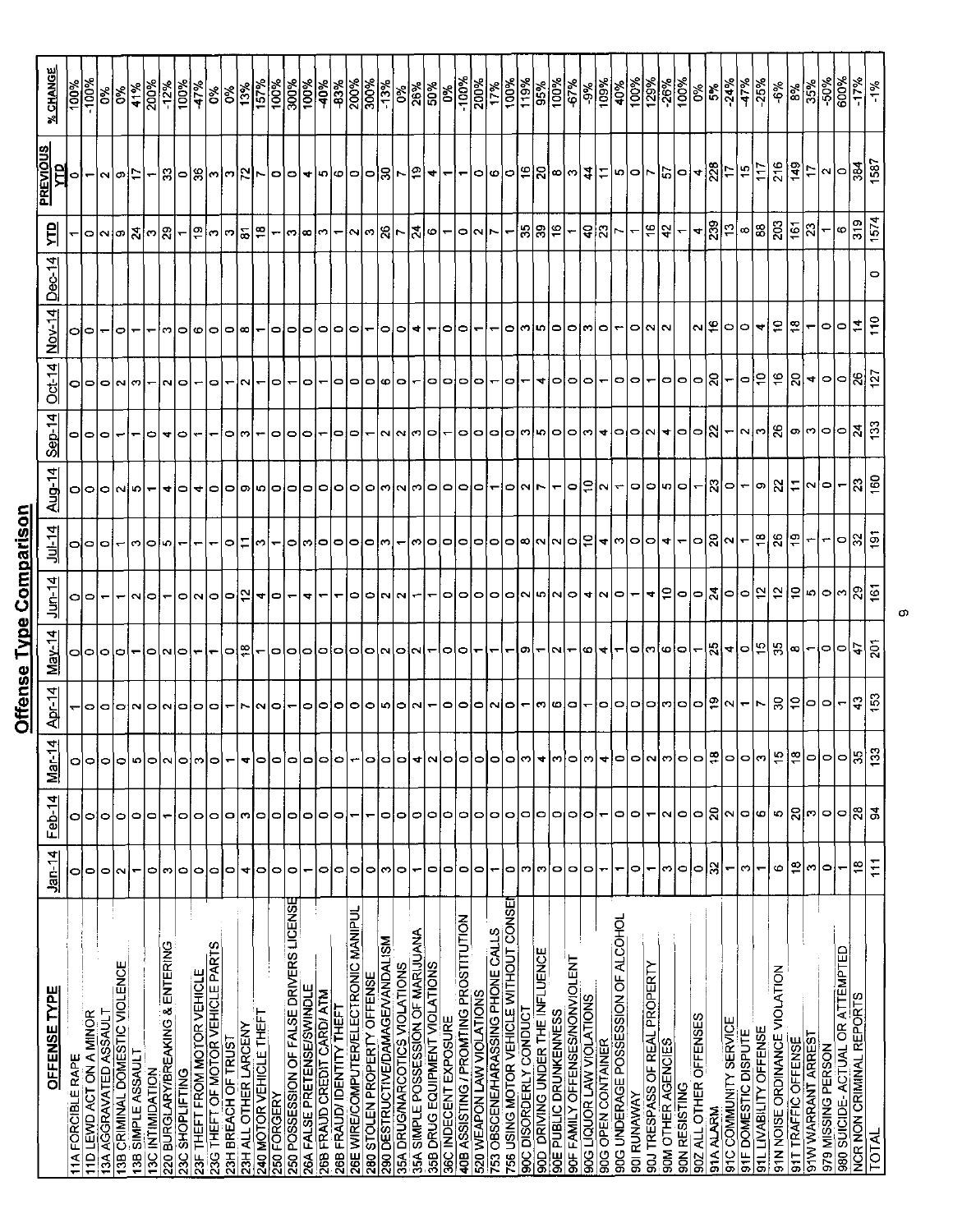# Offense Type Comparison

| OFFENSE TYPE | Jan-14 | Feb-14 | Mar-14 | Apr-14 | May-14 | Jun-14 | Jul-14 | Aug-14 | Sep-14 | Oct-14 | Nov-14 | Dec-14 | YTD | PREVIOUS YTD | % CHANGE |
|---|---|---|---|---|---|---|---|---|---|---|---|---|---|---|---|
| 11A FORCIBLE RAPE | 0 | 0 | 0 | 1 | 0 | 0 | 0 | 0 | 0 | 0 | 0 | | 1 | 0 | 100% |
| 11D LEWD ACT ON A MINOR | 0 | 0 | 0 | 0 | 0 | 0 | 0 | 0 | 0 | 0 | 0 | | 0 | 1 | -100% |
| 13A AGGRAVATED ASSAULT | 0 | 0 | 0 | 0 | 0 | 1 | 0 | 0 | 0 | 0 | 1 | | 2 | 2 | 0% |
| 13B CRIMINAL DOMESTIC VIOLENCE | 2 | 0 | 0 | 0 | 0 | 1 | 1 | 2 | 1 | 2 | 0 | | 9 | 9 | 0% |
| 13B SIMPLE ASSAULT | 1 | 0 | 5 | 2 | 1 | 2 | 3 | 5 | 1 | 3 | 1 | | 24 | 17 | 41% |
| 13C INTIMIDATION | 0 | 0 | 0 | 0 | 0 | 0 | 0 | 1 | 0 | 1 | 1 | | 3 | 1 | 200% |
| 220 BURGLARY/BREAKING & ENTERING | 3 | 1 | 2 | 2 | 2 | 1 | 5 | 4 | 4 | 2 | 3 | | 29 | 33 | -12% |
| 23C SHOPLIFTING | 0 | 0 | 0 | 0 | 0 | 0 | 1 | 0 | 0 | 0 | 0 | | 1 | 0 | 100% |
| 23F THEFT FROM MOTOR VEHICLE | 0 | 0 | 3 | 0 | 1 | 2 | 1 | 4 | 1 | 1 | 6 | | 19 | 36 | -47% |
| 23G THEFT OF MOTOR VEHICLE PARTS | 0 | 0 | 0 | 0 | 1 | 0 | 1 | 0 | 1 | 0 | 0 | | 3 | 3 | 0% |
| 23H BREACH OF TRUST | 0 | 0 | 1 | 1 | 0 | 0 | 0 | 0 | 0 | 1 | 0 | | 3 | 3 | 0% |
| 23H ALL OTHER LARCENY | 4 | 3 | 4 | 7 | 18 | 12 | 11 | 9 | 3 | 2 | 8 | | 81 | 72 | 13% |
| 240 MOTOR VEHICLE THEFT | 0 | 0 | 0 | 2 | 1 | 4 | 3 | 5 | 1 | 1 | 1 | | 18 | 7 | 157% |
| 250 FORGERY | 0 | 0 | 0 | 0 | 0 | 0 | 1 | 0 | 0 | 0 | 0 | | 1 | 0 | 100% |
| 250 POSSESSION OF FALSE DRIVERS LICENSE | 0 | 0 | 0 | 1 | 0 | 1 | 0 | 0 | 0 | 1 | 0 | | 3 | 0 | 300% |
| 26A FALSE PRETENSE/SWINDLE | 1 | 0 | 0 | 0 | 0 | 4 | 3 | 0 | 0 | 0 | 0 | | 8 | 4 | 100% |
| 26B FRAUD CREDIT CARD/ ATM | 0 | 0 | 0 | 0 | 0 | 1 | 0 | 0 | 1 | 1 | 0 | | 3 | 5 | -40% |
| 26B FRAUD/ IDENTITY THEFT | 0 | 0 | 0 | 0 | 0 | 1 | 0 | 0 | 0 | 0 | 0 | | 1 | 6 | -83% |
| 26E WIRE/COMPUTER/ELECTRONIC MANIPUL | 0 | 1 | 1 | 0 | 0 | 0 | 0 | 0 | 0 | 0 | 0 | | 2 | 0 | 200% |
| 280 STOLEN PROPERTY OFFENSE | 0 | 1 | 0 | 0 | 0 | 0 | 0 | 0 | 1 | 0 | 1 | | 3 | 0 | 300% |
| 290 DESTRUCTIVE/DAMAGE/VANDALISM | 3 | 0 | 0 | 5 | 2 | 2 | 3 | 3 | 2 | 6 | 0 | | 26 | 30 | -13% |
| 35A DRUG/NARCOTICS VIOLATIONS | 0 | 0 | 0 | 0 | 0 | 2 | 1 | 2 | 2 | 0 | 0 | | 7 | 7 | 0% |
| 35A SIMPLE POSSESSION OF MARIJUANA | 1 | 0 | 4 | 2 | 2 | 1 | 3 | 3 | 3 | 1 | 4 | | 24 | 19 | 26% |
| 35B DRUG EQUIPMENT VIOLATIONS | 0 | 0 | 2 | 1 | 1 | 1 | 0 | 0 | 0 | 0 | 1 | | 6 | 4 | 50% |
| 36C INDECENT EXPOSURE | 0 | 0 | 0 | 0 | 0 | 0 | 0 | 0 | 1 | 0 | 0 | | 1 | 1 | 0% |
| 40B ASSISTING / PROMTING PROSTITUTION | 0 | 0 | 0 | 0 | 0 | 0 | 0 | 0 | 0 | 0 | 0 | | 0 | 1 | -100% |
| 520 WEAPON LAW VIOLATIONS | 0 | 0 | 0 | 0 | 1 | 0 | 0 | 0 | 0 | 0 | 1 | | 2 | 0 | 200% |
| 753 OBSCENE/HARASSING PHONE CALLS | 1 | 0 | 0 | 2 | 1 | 0 | 0 | 1 | 0 | 1 | 1 | | 7 | 6 | 17% |
| 756 USING MOTOR VEHICLE WITHOUT CONSEI | 0 | 0 | 0 | 0 | 1 | 0 | 0 | 0 | 0 | 0 | 0 | | 1 | 0 | 100% |
| 90C DISORDERLY CONDUCT | 3 | 0 | 3 | 1 | 9 | 2 | 8 | 2 | 3 | 1 | 3 | | 35 | 16 | 119% |
| 90D DRIVING UNDER THE INFLUENCE | 3 | 0 | 4 | 3 | 1 | 5 | 2 | 7 | 5 | 4 | 5 | | 39 | 20 | 95% |
| 90E PUBLIC DRUNKENNESS | 0 | 0 | 3 | 6 | 2 | 2 | 2 | 1 | 0 | 0 | 0 | | 16 | 8 | 100% |
| 90F FAMILY OFFENSES/NONVIOLENT | 0 | 0 | 0 | 0 | 1 | 0 | 0 | 0 | 0 | 0 | 0 | | 1 | 3 | -67% |
| 90G LIQUOR LAW VIOLATIONS | 0 | 0 | 3 | 1 | 6 | 4 | 10 | 10 | 3 | 0 | 3 | | 40 | 44 | -9% |
| 90G OPEN CONTAINER | 1 | 1 | 4 | 0 | 4 | 2 | 4 | 2 | 4 | 1 | 0 | | 23 | 11 | 109% |
| 90G UNDERAGE POSSESSION OF ALCOHOL | 1 | 0 | 0 | 0 | 1 | 0 | 3 | 1 | 0 | 0 | 1 | | 7 | 5 | 40% |
| 90I RUNAWAY | 0 | 0 | 0 | 0 | 0 | 1 | 0 | 0 | 0 | 0 | 0 | | 1 | 0 | 100% |
| 90J TRESPASS OF REAL PROPERTY | 1 | 1 | 2 | 0 | 3 | 4 | 0 | 0 | 2 | 1 | 2 | | 16 | 7 | 129% |
| 90M OTHER AGENCIES | 3 | 2 | 3 | 3 | 6 | 10 | 4 | 5 | 4 | 0 | 2 | | 42 | 57 | -26% |
| 90N RESISTING | 0 | 0 | 0 | 0 | 0 | 0 | 1 | 0 | 0 | 0 | 0 | | 1 | 0 | 100% |
| 90Z ALL OTHER OFFENSES | 0 | 0 | 0 | 0 | 1 | 0 | 0 | 1 | 0 | 0 | 2 | | 4 | 4 | 0% |
| 91A ALARM | 32 | 20 | 18 | 19 | 25 | 24 | 20 | 23 | 22 | 20 | 16 | | 239 | 228 | 5% |
| 91C COMMUNITY SERVICE | 1 | 2 | 0 | 2 | 4 | 0 | 2 | 0 | 1 | 1 | 0 | | 13 | 17 | -24% |
| 91F DOMESTIC DISPUTE | 3 | 0 | 0 | 1 | 0 | 0 | 1 | 1 | 2 | 0 | 0 | | 8 | 15 | -47% |
| 91L LIVABILITY OFFENSE | 1 | 6 | 3 | 7 | 15 | 12 | 18 | 9 | 3 | 10 | 4 | | 88 | 117 | -25% |
| 91N NOISE ORDINANCE VIOLATION | 6 | 5 | 15 | 30 | 35 | 12 | 26 | 22 | 26 | 16 | 10 | | 203 | 216 | -6% |
| 91T TRAFFIC OFFENSE | 18 | 20 | 18 | 10 | 8 | 10 | 19 | 11 | 9 | 20 | 18 | | 161 | 149 | 8% |
| 91W WARRANT ARREST | 3 | 3 | 0 | 0 | 1 | 5 | 1 | 2 | 3 | 4 | 1 | | 23 | 17 | 35% |
| 979 MISSING PERSON | 0 | 0 | 0 | 0 | 0 | 0 | 1 | 0 | 0 | 0 | 0 | | 1 | 2 | -50% |
| 980 SUICIDE- ACTUAL OR ATTEMPTED | 1 | 0 | 0 | 1 | 0 | 3 | 0 | 1 | 0 | 0 | 0 | | 6 | 0 | 600% |
| NCR NON CRIMINAL REPORTS | 18 | 28 | 35 | 43 | 47 | 29 | 32 | 23 | 24 | 26 | 14 | | 319 | 384 | -17% |
| TOTAL | 111 | 94 | 133 | 153 | 201 | 161 | 191 | 160 | 133 | 127 | 110 | 0 | 1574 | 1587 | -1% |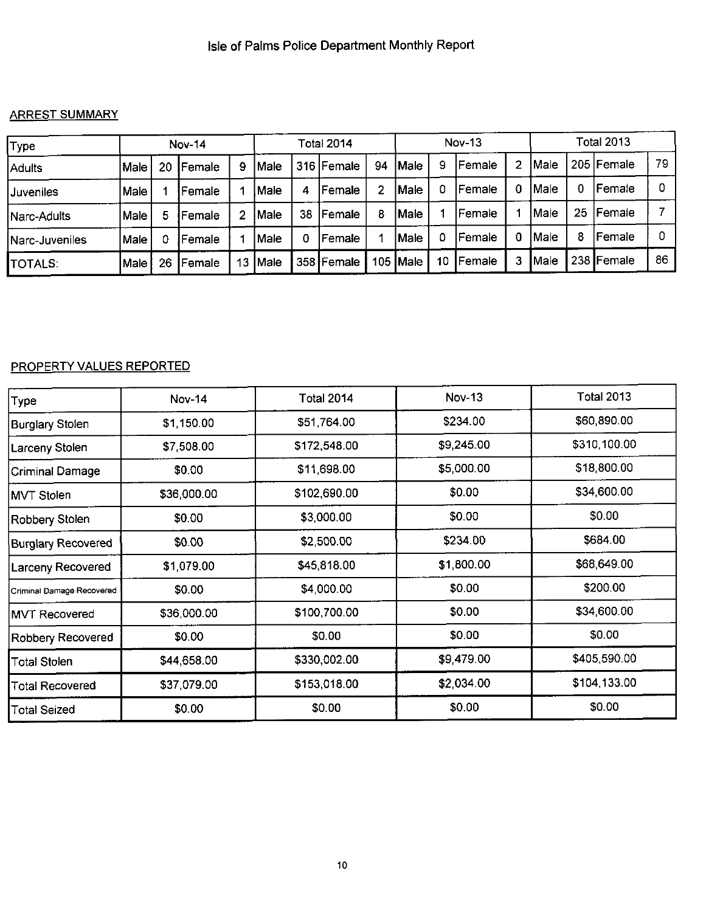# Isle of Palms Police Department Monthly Report

## ARREST SUMMARY

| Type | Nov-14 | | | | Total 2014 | | | | Nov-13 | | | | Total 2013 | | | |
|---|---|---|---|---|---|---|---|---|---|---|---|---|---|---|---|---|
| Adults | Male | 20 | Female | 9 | Male | 316 | Female | 94 | Male | 9 | Female | 2 | Male | 205 | Female | 79 |
| Juveniles | Male | 1 | Female | 1 | Male | 4 | Female | 2 | Male | 0 | Female | 0 | Male | 0 | Female | 0 |
| Narc-Adults | Male | 5 | Female | 2 | Male | 38 | Female | 8 | Male | 1 | Female | 1 | Male | 25 | Female | 7 |
| Narc-Juveniles | Male | 0 | Female | 1 | Male | 0 | Female | 1 | Male | 0 | Female | 0 | Male | 8 | Female | 0 |
| TOTALS: | Male | 26 | Female | 13 | Male | 358 | Female | 105 | Male | 10 | Female | 3 | Male | 238 | Female | 86 |

## PROPERTY VALUES REPORTED

| Type | Nov-14 | Total 2014 | Nov-13 | Total 2013 |
|---|---|---|---|---|
| Burglary Stolen | $1,150.00 | $51,764.00 | $234.00 | $60,890.00 |
| Larceny Stolen | $7,508.00 | $172,548.00 | $9,245.00 | $310,100.00 |
| Criminal Damage | $0.00 | $11,698.00 | $5,000.00 | $18,800.00 |
| MVT Stolen | $36,000.00 | $102,690.00 | $0.00 | $34,600.00 |
| Robbery Stolen | $0.00 | $3,000.00 | $0.00 | $0.00 |
| Burglary Recovered | $0.00 | $2,500.00 | $234.00 | $684.00 |
| Larceny Recovered | $1,079.00 | $45,818.00 | $1,800.00 | $68,649.00 |
| Criminal Damage Recovered | $0.00 | $4,000.00 | $0.00 | $200.00 |
| MVT Recovered | $36,000.00 | $100,700.00 | $0.00 | $34,600.00 |
| Robbery Recovered | $0.00 | $0.00 | $0.00 | $0.00 |
| Total Stolen | $44,658.00 | $330,002.00 | $9,479.00 | $405,590.00 |
| Total Recovered | $37,079.00 | $153,018.00 | $2,034.00 | $104,133.00 |
| Total Seized | $0.00 | $0.00 | $0.00 | $0.00 |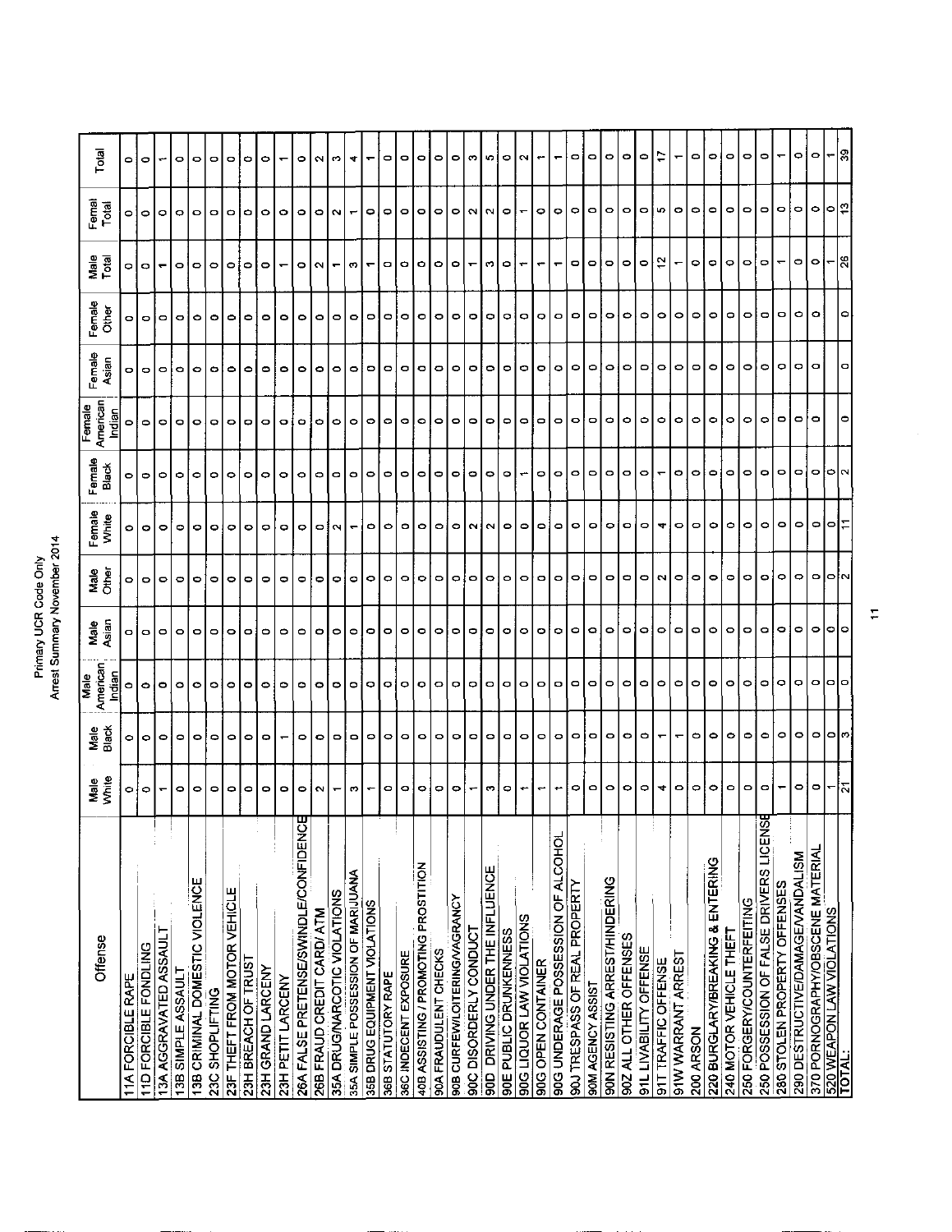# Primary UCR Code Only
## Arrest Summary November 2014

| Offense | Male White | Male Black | Male American Indian | Male Asian | Male Other | Female White | Female Black | Female American Indian | Female Asian | Female Other | Male Total | Femal Total | Total |
|---|---|---|---|---|---|---|---|---|---|---|---|---|---|
| 11A FORCIBLE RAPE | 0 | 0 | 0 | 0 | 0 | 0 | 0 | 0 | 0 | 0 | 0 | 0 | 0 |
| 11D FORCIBLE FONDLING | 0 | 0 | 0 | 0 | 0 | 0 | 0 | 0 | 0 | 0 | 0 | 0 | 0 |
| 13A AGGRAVATED ASSAULT | 1 | 0 | 0 | 0 | 0 | 0 | 0 | 0 | 0 | 0 | 1 | 0 | 1 |
| 13B SIMPLE ASSAULT | 0 | 0 | 0 | 0 | 0 | 0 | 0 | 0 | 0 | 0 | 0 | 0 | 0 |
| 13B CRIMINAL DOMESTIC VIOLENCE | 0 | 0 | 0 | 0 | 0 | 0 | 0 | 0 | 0 | 0 | 0 | 0 | 0 |
| 23C SHOPLIFTING | 0 | 0 | 0 | 0 | 0 | 0 | 0 | 0 | 0 | 0 | 0 | 0 | 0 |
| 23F THEFT FROM MOTOR VEHICLE | 0 | 0 | 0 | 0 | 0 | 0 | 0 | 0 | 0 | 0 | 0 | 0 | 0 |
| 23H BREACH OF TRUST | 0 | 0 | 0 | 0 | 0 | 0 | 0 | 0 | 0 | 0 | 0 | 0 | 0 |
| 23H GRAND LARCENY | 0 | 0 | 0 | 0 | 0 | 0 | 0 | 0 | 0 | 0 | 0 | 0 | 0 |
| 23H PETIT LARCENY | 0 | 1 | 0 | 0 | 0 | 0 | 0 | 0 | 0 | 0 | 1 | 0 | 1 |
| 26A FALSE PRETENSE/SWINDLE/CONFIDENCE | 0 | 0 | 0 | 0 | 0 | 0 | 0 | 0 | 0 | 0 | 0 | 0 | 0 |
| 26B FRAUD CREDIT CARD/ ATM | 2 | 0 | 0 | 0 | 0 | 0 | 0 | 0 | 0 | 0 | 2 | 0 | 2 |
| 35A DRUG/NARCOTIC VIOLATIONS | 1 | 0 | 0 | 0 | 0 | 2 | 0 | 0 | 0 | 0 | 1 | 2 | 3 |
| 35A SIMPLE POSSESSION OF MARIJUANA | 3 | 0 | 0 | 0 | 0 | 1 | 0 | 0 | 0 | 0 | 3 | 1 | 4 |
| 35B DRUG EQUIPMENT VIOLATIONS | 1 | 0 | 0 | 0 | 0 | 0 | 0 | 0 | 0 | 0 | 1 | 0 | 1 |
| 36B STATUTORY RAPE | 0 | 0 | 0 | 0 | 0 | 0 | 0 | 0 | 0 | 0 | 0 | 0 | 0 |
| 36C INDECENT EXPOSURE | 0 | 0 | 0 | 0 | 0 | 0 | 0 | 0 | 0 | 0 | 0 | 0 | 0 |
| 40B ASSISTING / PROMOTING PROSTITION | 0 | 0 | 0 | 0 | 0 | 0 | 0 | 0 | 0 | 0 | 0 | 0 | 0 |
| 90A FRAUDULENT CHECKS | 0 | 0 | 0 | 0 | 0 | 0 | 0 | 0 | 0 | 0 | 0 | 0 | 0 |
| 90B CURFEW/LOITERING/VAGRANCY | 0 | 0 | 0 | 0 | 0 | 0 | 0 | 0 | 0 | 0 | 0 | 0 | 0 |
| 90C DISORDERLY CONDUCT | 1 | 0 | 0 | 0 | 0 | 2 | 0 | 0 | 0 | 0 | 1 | 2 | 3 |
| 90D DRIVING UNDER THE INFLUENCE | 3 | 0 | 0 | 0 | 0 | 2 | 0 | 0 | 0 | 0 | 3 | 2 | 5 |
| 90E PUBLIC DRUNKENNESS | 0 | 0 | 0 | 0 | 0 | 0 | 0 | 0 | 0 | 0 | 0 | 0 | 0 |
| 90G LIQUOR LAW VIOLATIONS | 1 | 0 | 0 | 0 | 0 | 0 | 1 | 0 | 0 | 0 | 1 | 1 | 2 |
| 90G OPEN CONTAINER | 1 | 0 | 0 | 0 | 0 | 0 | 0 | 0 | 0 | 0 | 1 | 0 | 1 |
| 90G UNDERAGE POSSESSION OF ALCOHOL | 1 | 0 | 0 | 0 | 0 | 0 | 0 | 0 | 0 | 0 | 1 | 0 | 1 |
| 90J TRESPASS OF REAL PROPERTY | 0 | 0 | 0 | 0 | 0 | 0 | 0 | 0 | 0 | 0 | 0 | 0 | 0 |
| 90M AGENCY ASSIST | 0 | 0 | 0 | 0 | 0 | 0 | 0 | 0 | 0 | 0 | 0 | 0 | 0 |
| 90N RESISTING ARREST/HINDERING | 0 | 0 | 0 | 0 | 0 | 0 | 0 | 0 | 0 | 0 | 0 | 0 | 0 |
| 90Z ALL OTHER OFFENSES | 0 | 0 | 0 | 0 | 0 | 0 | 0 | 0 | 0 | 0 | 0 | 0 | 0 |
| 91L LIVABILITY OFFENSE | 0 | 0 | 0 | 0 | 0 | 0 | 0 | 0 | 0 | 0 | 0 | 0 | 0 |
| 91T TRAFFIC OFFENSE | 4 | 1 | 0 | 0 | 2 | 4 | 1 | 0 | 0 | 0 | 12 | 5 | 17 |
| 91W WARRANT ARREST | 0 | 1 | 0 | 0 | 0 | 0 | 0 | 0 | 0 | 0 | 1 | 0 | 1 |
| 200 ARSON | 0 | 0 | 0 | 0 | 0 | 0 | 0 | 0 | 0 | 0 | 0 | 0 | 0 |
| 220 BURGLARY/BREAKING & ENTERING | 0 | 0 | 0 | 0 | 0 | 0 | 0 | 0 | 0 | 0 | 0 | 0 | 0 |
| 240 MOTOR VEHICLE THEFT | 0 | 0 | 0 | 0 | 0 | 0 | 0 | 0 | 0 | 0 | 0 | 0 | 0 |
| 250 FORGERY/COUNTERFEITING | 0 | 0 | 0 | 0 | 0 | 0 | 0 | 0 | 0 | 0 | 0 | 0 | 0 |
| 250 POSSESSION OF FALSE DRIVERS LICENSE | 0 | 0 | 0 | 0 | 0 | 0 | 0 | 0 | 0 | 0 | 0 | 0 | 0 |
| 280 STOLEN PROPERTY OFFENSES | 1 | 0 | 0 | 0 | 0 | 0 | 0 | 0 | 0 | 0 | 1 | 0 | 1 |
| 290 DESTRUCTIVE/DAMAGE/VANDALISM | 0 | 0 | 0 | 0 | 0 | 0 | 0 | 0 | 0 | 0 | 0 | 0 | 0 |
| 370 PORNOGRAPHY/OBSCENE MATERIAL | 0 | 0 | 0 | 0 | 0 | 0 | 0 | 0 | 0 | 0 | 0 | 0 | 0 |
| 520 WEAPON LAW VIOLATIONS | 1 | 0 | 0 | 0 | 0 | 0 | 0 | 0 | 0 | 0 | 1 | 0 | 1 |
| TOTAL: | 21 | 3 | 0 | 0 | 2 | 11 | 2 | 0 | 0 | 0 | 26 | 13 | 39 |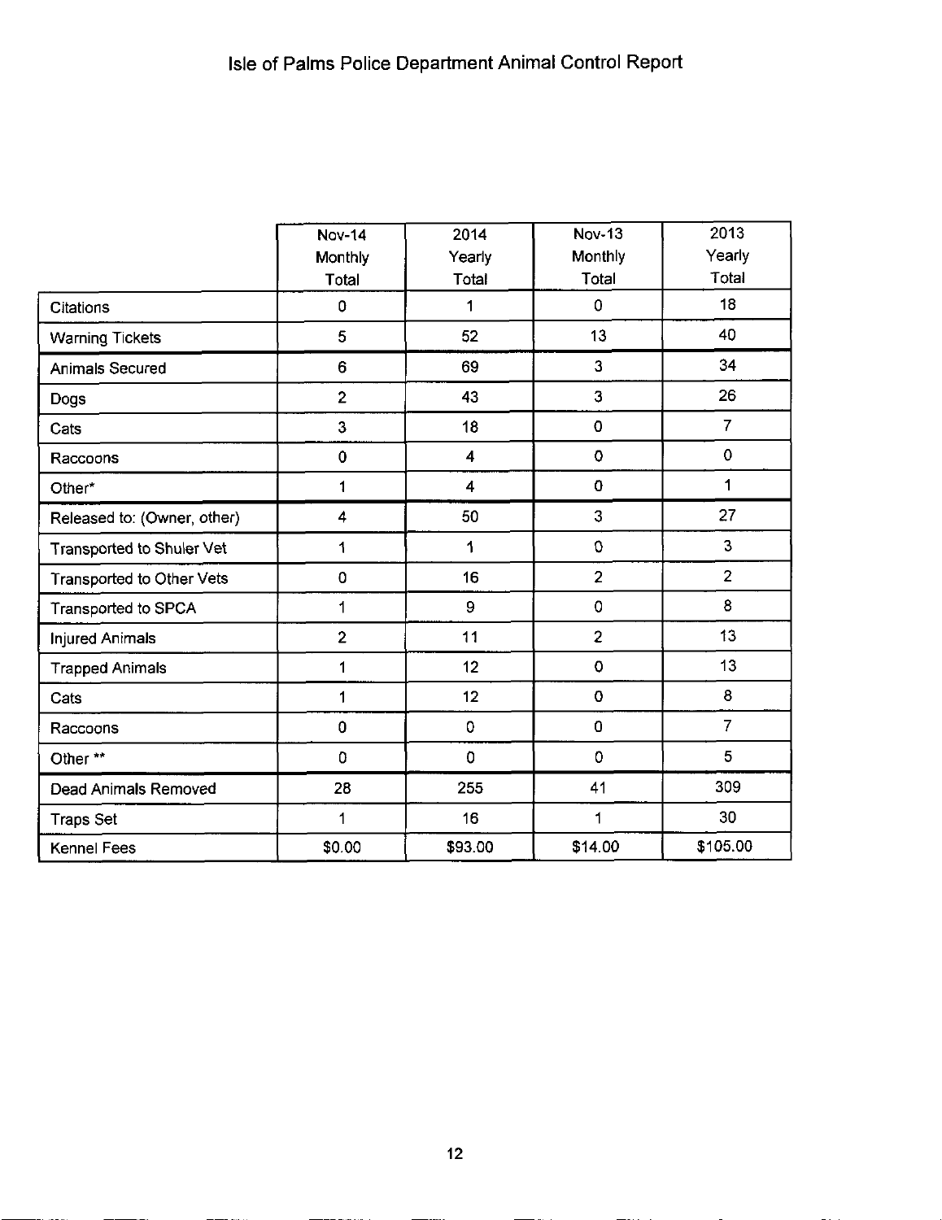# Isle of Palms Police Department Animal Control Report

| | Nov-14 Monthly Total | 2014 Yearly Total | Nov-13 Monthly Total | 2013 Yearly Total |
|---|---|---|---|---|
| Citations | 0 | 1 | 0 | 18 |
| Warning Tickets | 5 | 52 | 13 | 40 |
| Animals Secured | 6 | 69 | 3 | 34 |
| Dogs | 2 | 43 | 3 | 26 |
| Cats | 3 | 18 | 0 | 7 |
| Raccoons | 0 | 4 | 0 | 0 |
| Other* | 1 | 4 | 0 | 1 |
| Released to: (Owner, other) | 4 | 50 | 3 | 27 |
| Transported to Shuler Vet | 1 | 1 | 0 | 3 |
| Transported to Other Vets | 0 | 16 | 2 | 2 |
| Transported to SPCA | 1 | 9 | 0 | 8 |
| Injured Animals | 2 | 11 | 2 | 13 |
| Trapped Animals | 1 | 12 | 0 | 13 |
| Cats | 1 | 12 | 0 | 8 |
| Raccoons | 0 | 0 | 0 | 7 |
| Other ** | 0 | 0 | 0 | 5 |
| Dead Animals Removed | 28 | 255 | 41 | 309 |
| Traps Set | 1 | 16 | 1 | 30 |
| Kennel Fees | $0.00 | $93.00 | $14.00 | $105.00 |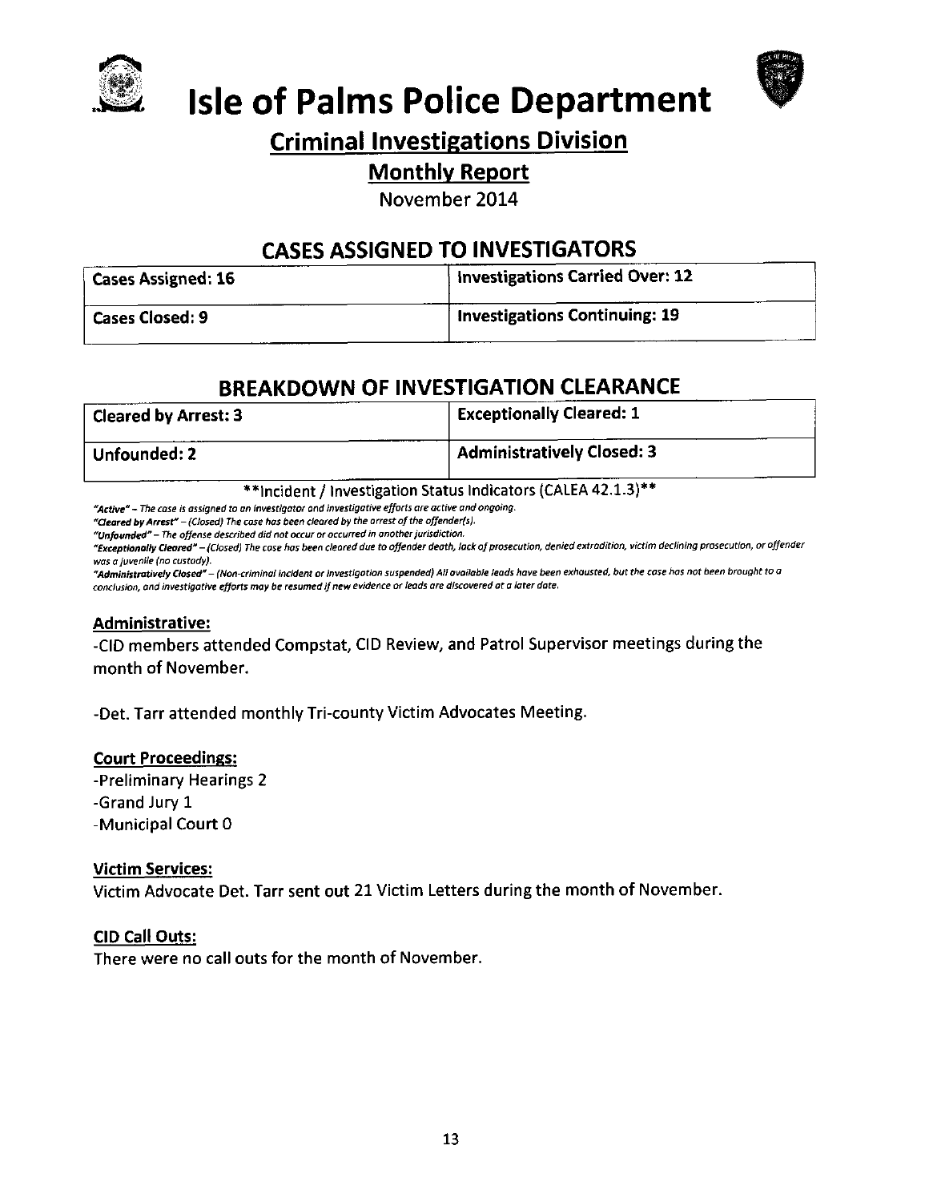# Isle of Palms Police Department

## Criminal Investigations Division

### Monthly Report

November 2014

## CASES ASSIGNED TO INVESTIGATORS

| Cases Assigned: 16 | Investigations Carried Over: 12 |
|---|---|
| Cases Closed: 9 | Investigations Continuing: 19 |

## BREAKDOWN OF INVESTIGATION CLEARANCE

| Cleared by Arrest: 3 | Exceptionally Cleared: 1 |
|---|---|
| Unfounded: 2 | Administratively Closed: 3 |

**Incident / Investigation Status Indicators (CALEA 42.1.3)**

*"Active" – The case is assigned to an investigator and investigative efforts are active and ongoing.*

*"Cleared by Arrest" – (Closed) The case has been cleared by the arrest of the offender(s).*

*"Unfounded" – The offense described did not occur or occurred in another jurisdiction.*

*"Exceptionally Cleared" – (Closed) The case has been cleared due to offender death, lack of prosecution, denied extradition, victim declining prosecution, or offender was a juvenile (no custody).*

*"Administratively Closed" – (Non-criminal incident or investigation suspended) All available leads have been exhausted, but the case has not been brought to a conclusion, and investigative efforts may be resumed if new evidence or leads are discovered at a later date.*

### Administrative:

-CID members attended Compstat, CID Review, and Patrol Supervisor meetings during the month of November.

-Det. Tarr attended monthly Tri-county Victim Advocates Meeting.

### Court Proceedings:

-Preliminary Hearings 2
-Grand Jury 1
-Municipal Court 0

### Victim Services:

Victim Advocate Det. Tarr sent out 21 Victim Letters during the month of November.

### CID Call Outs:

There were no call outs for the month of November.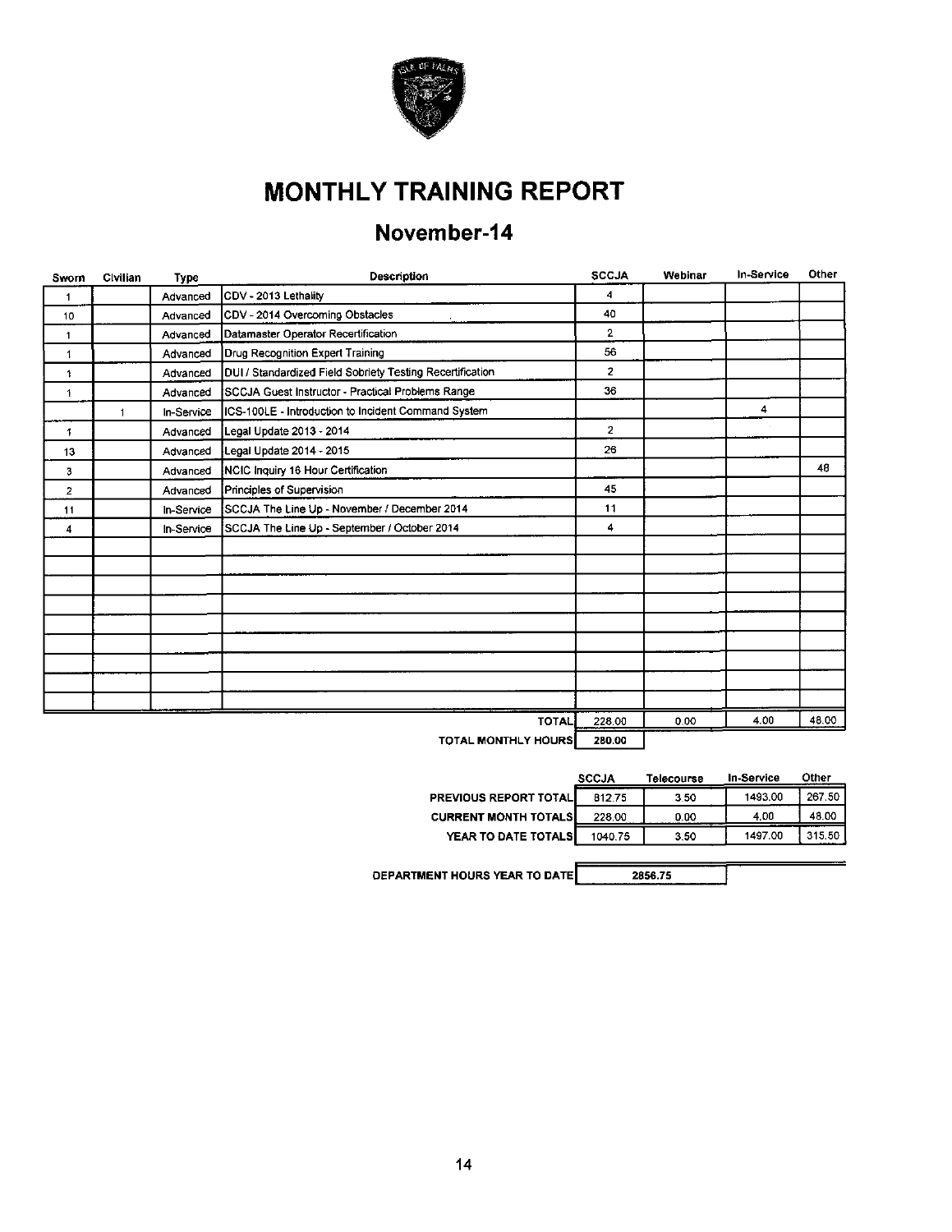# MONTHLY TRAINING REPORT

## November-14

| Sworn | Civilian | Type | Description | SCCJA | Webinar | In-Service | Other |
|---|---|---|---|---|---|---|---|
| 1 | | Advanced | CDV - 2013 Lethality | 4 | | | |
| 10 | | Advanced | CDV - 2014 Overcoming Obstacles | 40 | | | |
| 1 | | Advanced | Datamaster Operator Recertification | 2 | | | |
| 1 | | Advanced | Drug Recognition Expert Training | 56 | | | |
| 1 | | Advanced | DUI / Standardized Field Sobriety Testing Recertification | 2 | | | |
| 1 | | Advanced | SCCJA Guest Instructor - Practical Problems Range | 36 | | | |
| | 1 | In-Service | ICS-100LE - Introduction to Incident Command System | | | 4 | |
| 1 | | Advanced | Legal Update 2013 - 2014 | 2 | | | |
| 13 | | Advanced | Legal Update 2014 - 2015 | 26 | | | |
| 3 | | Advanced | NCIC Inquiry 16 Hour Certification | | | | 48 |
| 2 | | Advanced | Principles of Supervision | 45 | | | |
| 11 | | In-Service | SCCJA The Line Up - November / December 2014 | 11 | | | |
| 4 | | In-Service | SCCJA The Line Up - September / October 2014 | 4 | | | |
| | | | **TOTAL** | 228.00 | 0.00 | 4.00 | 48.00 |
| | | | **TOTAL MONTHLY HOURS** | 280.00 | | | |

| | SCCJA | Telecourse | In-Service | Other |
|---|---|---|---|---|
| **PREVIOUS REPORT TOTAL** | 812.75 | 3.50 | 1493.00 | 267.50 |
| **CURRENT MONTH TOTALS** | 228.00 | 0.00 | 4.00 | 48.00 |
| **YEAR TO DATE TOTALS** | 1040.75 | 3.50 | 1497.00 | 315.50 |

**DEPARTMENT HOURS YEAR TO DATE** 2856.75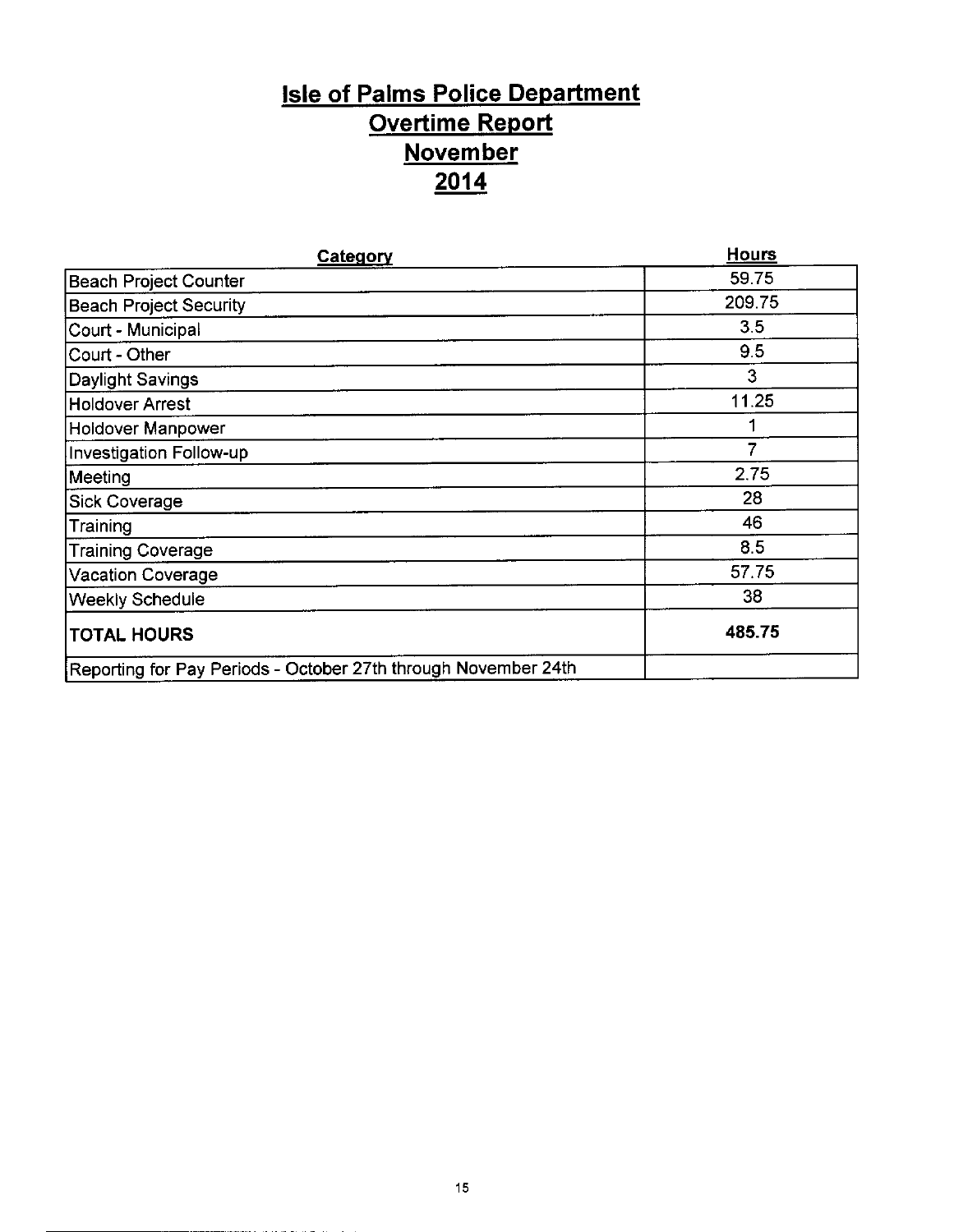# Isle of Palms Police Department
## Overtime Report
## November
## 2014

| Category | Hours |
|---|---|
| Beach Project Counter | 59.75 |
| Beach Project Security | 209.75 |
| Court - Municipal | 3.5 |
| Court - Other | 9.5 |
| Daylight Savings | 3 |
| Holdover Arrest | 11.25 |
| Holdover Manpower | 1 |
| Investigation Follow-up | 7 |
| Meeting | 2.75 |
| Sick Coverage | 28 |
| Training | 46 |
| Training Coverage | 8.5 |
| Vacation Coverage | 57.75 |
| Weekly Schedule | 38 |
| **TOTAL HOURS** | **485.75** |
| Reporting for Pay Periods - October 27th through November 24th | |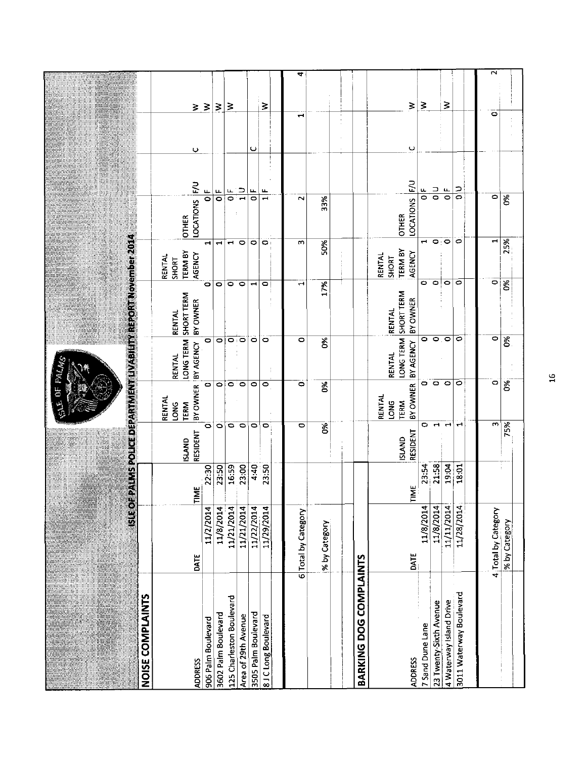# ISLE OF PALMS POLICE DEPARTMENT LIVABILITY REPORT November 2014

## NOISE COMPLAINTS

| ADDRESS | DATE | TIME | ISLAND RESIDENT | RENTAL LONG TERM BY OWNER | RENTAL LONG TERM BY AGENCY | RENTAL SHORT TERM BY OWNER | RENTAL SHORT TERM BY AGENCY | OTHER LOCATIONS | F/U | C | W |
|---|---|---|---|---|---|---|---|---|---|---|---|
| 906 Palm Boulevard | 11/2/2014 | 22:30 | 0 | 0 | 0 | 0 | 1 | 0 | F | | W |
| 3602 Palm Boulevard | 11/8/2014 | 23:50 | 0 | 0 | 0 | 0 | 1 | 0 | F | | W |
| 125 Charleston Boulevard | 11/21/2014 | 16:59 | 0 | 0 | 0 | 0 | 1 | 0 | F | | W |
| Area of 29th Avenue | 11/21/2014 | 23:00 | 0 | 0 | 0 | 0 | 0 | 1 | U | | |
| 3505 Palm Boulevard | 11/22/2014 | 4:40 | 0 | 0 | 0 | 1 | 0 | 0 | F | C | |
| 8 J C Long Boulevard | 11/29/2014 | 23:50 | 0 | 0 | 0 | 0 | 0 | 1 | F | | W |
| 6 | Total by Category | | 0 | 0 | 0 | 1 | 3 | 2 | | 1 | 4 |
| | % by Category | | 0% | 0% | 0% | 17% | 50% | 33% | | | |

## BARKING DOG COMPLAINTS

| ADDRESS | DATE | TIME | ISLAND RESIDENT | RENTAL LONG TERM BY OWNER | RENTAL LONG TERM BY AGENCY | RENTAL SHORT TERM BY OWNER | RENTAL SHORT TERM BY AGENCY | OTHER LOCATIONS | F/U | C | W |
|---|---|---|---|---|---|---|---|---|---|---|---|
| 7 Sand Dune Lane | 11/8/2014 | 23:54 | 0 | 0 | 0 | 0 | 1 | 0 | F | C | W |
| 23 Twenty-Sixth Avenue | 11/8/2014 | 21:58 | 1 | 0 | 0 | 0 | 0 | 0 | U | | W |
| 4 Waterway Island Drive | 11/11/2014 | 19:04 | 1 | 0 | 0 | 0 | 0 | 0 | F | | W |
| 3011 Waterway Boulevard | 11/28/2014 | 18:01 | 1 | 0 | 0 | 0 | 0 | 0 | U | | |
| 4 | Total by Category | | 3 | 0 | 0 | 0 | 1 | 0 | | 0 | 2 |
| | % by Category | | 75% | 0% | 0% | 0% | 25% | 0% | | | |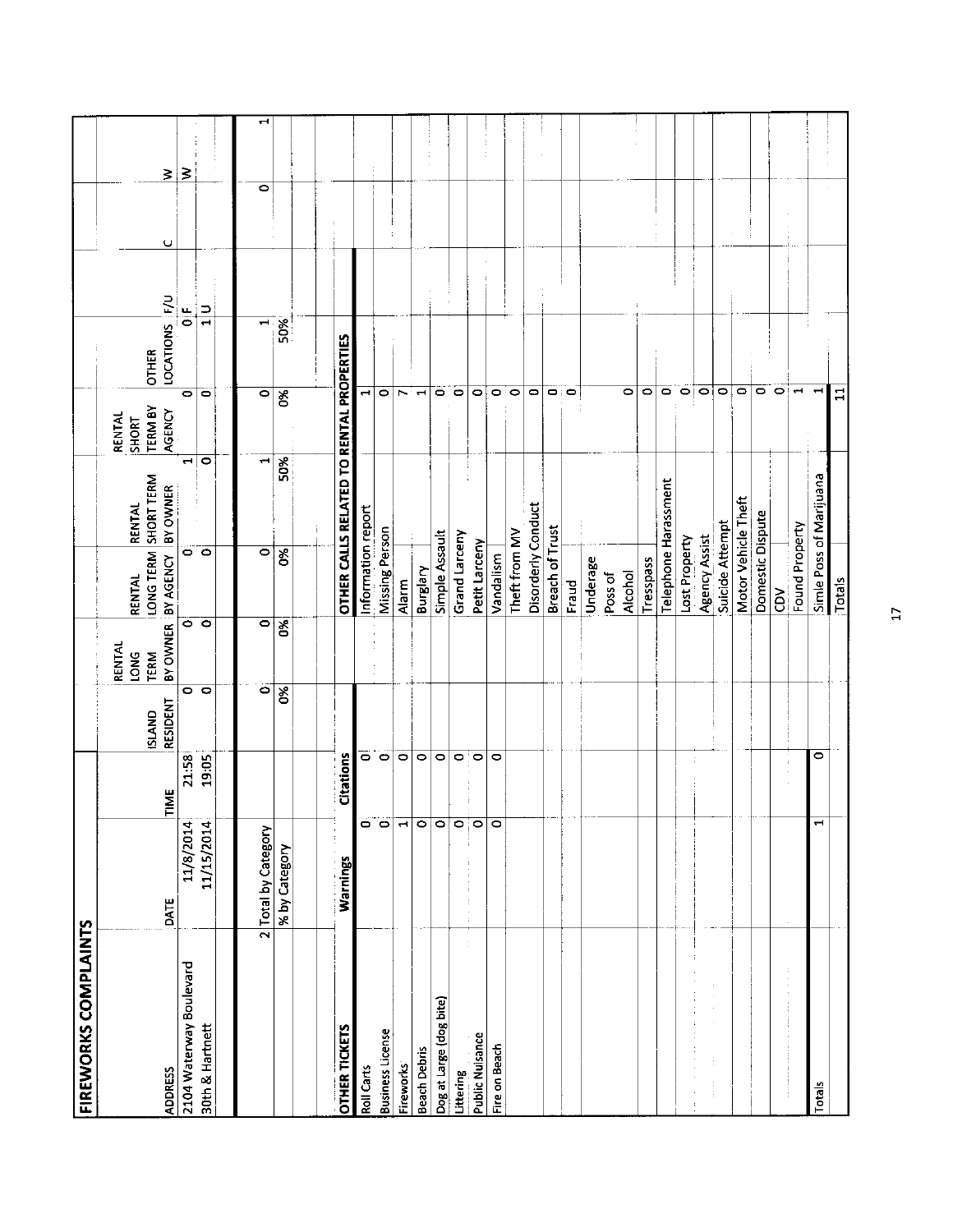## FIREWORKS COMPLAINTS

| ADDRESS | DATE | TIME | ISLAND RESIDENT | RENTAL LONG TERM BY OWNER | RENTAL LONG TERM BY AGENCY | RENTAL SHORT TERM BY OWNER | RENTAL SHORT TERM BY AGENCY | OTHER LOCATIONS | F/U | C | W |
|---|---|---|---|---|---|---|---|---|---|---|---|
| 2104 Waterway Boulevard | 11/8/2014 | 21:58 | 0 | 0 | 0 | 1 | 0 | 0 | F | | W |
| 30th & Hartnett | 11/15/2014 | 19:05 | 0 | 0 | 0 | 0 | 0 | 1 | U | | |
| 2 | Total by Category | | 0 | 0 | 0 | 1 | 0 | 1 | | 0 | 1 |
| | % by Category | | 0% | 0% | 0% | 50% | 0% | 50% | | | |

| OTHER TICKETS | Warnings | Citations |
|---|---|---|
| Roll Carts | 0 | 0 |
| Business License | 0 | 0 |
| Fireworks | 1 | 0 |
| Beach Debris | 0 | 0 |
| Dog at Large (dog bite) | 0 | 0 |
| Littering | 0 | 0 |
| Public Nuisance | 0 | 0 |
| Fire on Beach | 0 | 0 |
| Totals | 1 | 0 |

| OTHER CALLS RELATED TO RENTAL PROPERTIES | |
|---|---|
| Information report | 1 |
| Missing Person | 0 |
| Alarm | 7 |
| Burglary | 1 |
| Simple Assault | 0 |
| Grand Larceny | 0 |
| Petit Larceny | 0 |
| Vandalism | 0 |
| Theft from MV | 0 |
| Disorderly Conduct | 0 |
| Breach of Trust | 0 |
| Fraud | 0 |
| Underage Poss of Alcohol | 0 |
| Tresspass | 0 |
| Telephone Harassment | 0 |
| Lost Property | 0 |
| Agency Assist | 0 |
| Suicide Attempt | 0 |
| Motor Vehicle Theft | 0 |
| Domestic Dispute | 0 |
| CDV | 0 |
| Found Property | 1 |
| Simle Poss of Marijuana | 1 |
| Totals | 11 |